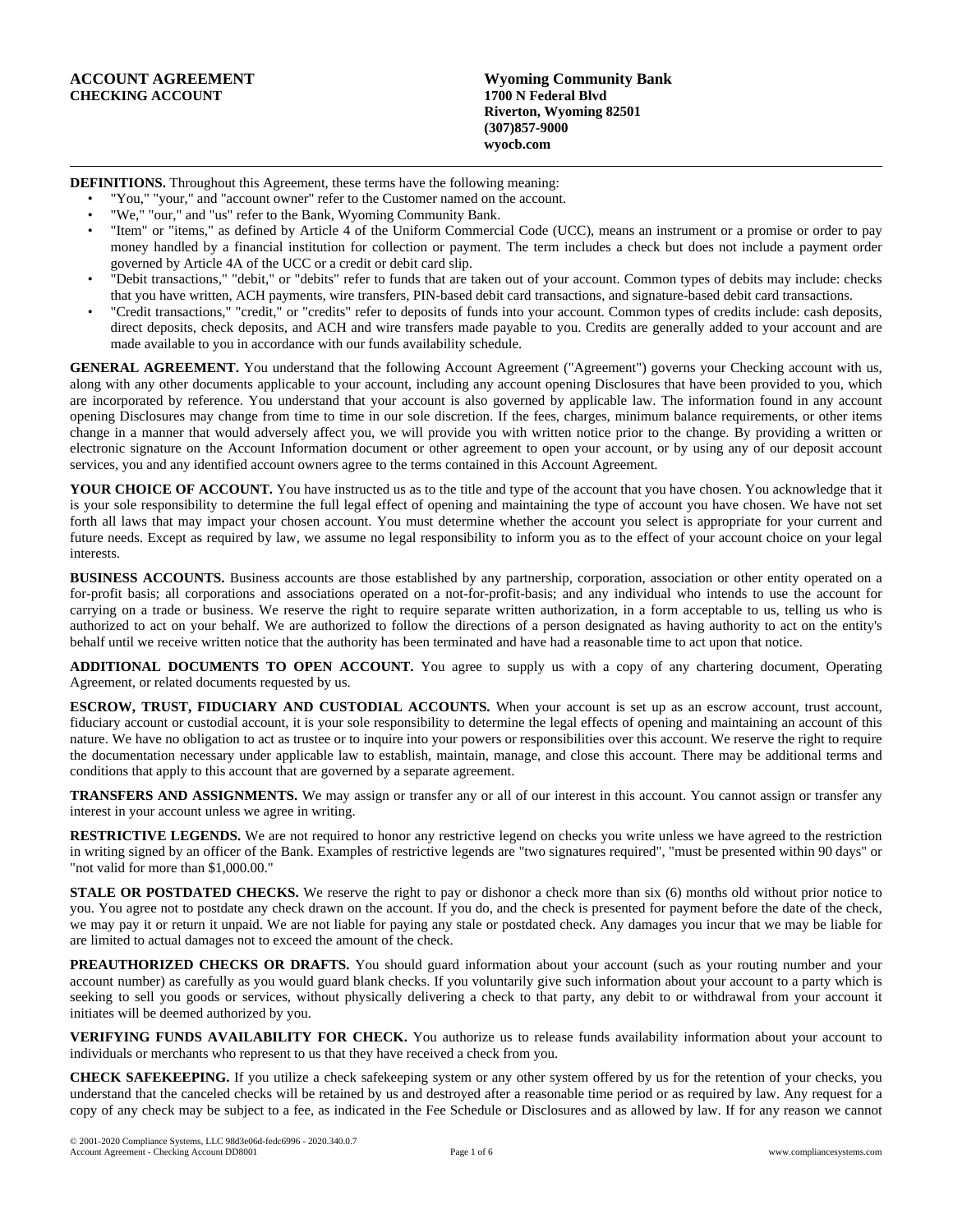**ACCOUNT AGREEMENT**
**CHECKING ACCOUNT**

**Wyoming Community Bank**
**1700 N Federal Blvd**
**Riverton, Wyoming 82501**
**(307)857-9000**
**wyocb.com**

---

**DEFINITIONS.** Throughout this Agreement, these terms have the following meaning:

- "You," "your," and "account owner" refer to the Customer named on the account.
- "We," "our," and "us" refer to the Bank, Wyoming Community Bank.
- "Item" or "items," as defined by Article 4 of the Uniform Commercial Code (UCC), means an instrument or a promise or order to pay money handled by a financial institution for collection or payment. The term includes a check but does not include a payment order governed by Article 4A of the UCC or a credit or debit card slip.
- "Debit transactions," "debit," or "debits" refer to funds that are taken out of your account. Common types of debits may include: checks that you have written, ACH payments, wire transfers, PIN-based debit card transactions, and signature-based debit card transactions.
- "Credit transactions," "credit," or "credits" refer to deposits of funds into your account. Common types of credits include: cash deposits, direct deposits, check deposits, and ACH and wire transfers made payable to you. Credits are generally added to your account and are made available to you in accordance with our funds availability schedule.

**GENERAL AGREEMENT.** You understand that the following Account Agreement ("Agreement") governs your Checking account with us, along with any other documents applicable to your account, including any account opening Disclosures that have been provided to you, which are incorporated by reference. You understand that your account is also governed by applicable law. The information found in any account opening Disclosures may change from time to time in our sole discretion. If the fees, charges, minimum balance requirements, or other items change in a manner that would adversely affect you, we will provide you with written notice prior to the change. By providing a written or electronic signature on the Account Information document or other agreement to open your account, or by using any of our deposit account services, you and any identified account owners agree to the terms contained in this Account Agreement.

**YOUR CHOICE OF ACCOUNT.** You have instructed us as to the title and type of the account that you have chosen. You acknowledge that it is your sole responsibility to determine the full legal effect of opening and maintaining the type of account you have chosen. We have not set forth all laws that may impact your chosen account. You must determine whether the account you select is appropriate for your current and future needs. Except as required by law, we assume no legal responsibility to inform you as to the effect of your account choice on your legal interests.

**BUSINESS ACCOUNTS.** Business accounts are those established by any partnership, corporation, association or other entity operated on a for-profit basis; all corporations and associations operated on a not-for-profit-basis; and any individual who intends to use the account for carrying on a trade or business. We reserve the right to require separate written authorization, in a form acceptable to us, telling us who is authorized to act on your behalf. We are authorized to follow the directions of a person designated as having authority to act on the entity's behalf until we receive written notice that the authority has been terminated and have had a reasonable time to act upon that notice.

**ADDITIONAL DOCUMENTS TO OPEN ACCOUNT.** You agree to supply us with a copy of any chartering document, Operating Agreement, or related documents requested by us.

**ESCROW, TRUST, FIDUCIARY AND CUSTODIAL ACCOUNTS.** When your account is set up as an escrow account, trust account, fiduciary account or custodial account, it is your sole responsibility to determine the legal effects of opening and maintaining an account of this nature. We have no obligation to act as trustee or to inquire into your powers or responsibilities over this account. We reserve the right to require the documentation necessary under applicable law to establish, maintain, manage, and close this account. There may be additional terms and conditions that apply to this account that are governed by a separate agreement.

**TRANSFERS AND ASSIGNMENTS.** We may assign or transfer any or all of our interest in this account. You cannot assign or transfer any interest in your account unless we agree in writing.

**RESTRICTIVE LEGENDS.** We are not required to honor any restrictive legend on checks you write unless we have agreed to the restriction in writing signed by an officer of the Bank. Examples of restrictive legends are "two signatures required", "must be presented within 90 days" or "not valid for more than $1,000.00."

**STALE OR POSTDATED CHECKS.** We reserve the right to pay or dishonor a check more than six (6) months old without prior notice to you. You agree not to postdate any check drawn on the account. If you do, and the check is presented for payment before the date of the check, we may pay it or return it unpaid. We are not liable for paying any stale or postdated check. Any damages you incur that we may be liable for are limited to actual damages not to exceed the amount of the check.

**PREAUTHORIZED CHECKS OR DRAFTS.** You should guard information about your account (such as your routing number and your account number) as carefully as you would guard blank checks. If you voluntarily give such information about your account to a party which is seeking to sell you goods or services, without physically delivering a check to that party, any debit to or withdrawal from your account it initiates will be deemed authorized by you.

**VERIFYING FUNDS AVAILABILITY FOR CHECK.** You authorize us to release funds availability information about your account to individuals or merchants who represent to us that they have received a check from you.

**CHECK SAFEKEEPING.** If you utilize a check safekeeping system or any other system offered by us for the retention of your checks, you understand that the canceled checks will be retained by us and destroyed after a reasonable time period or as required by law. Any request for a copy of any check may be subject to a fee, as indicated in the Fee Schedule or Disclosures and as allowed by law. If for any reason we cannot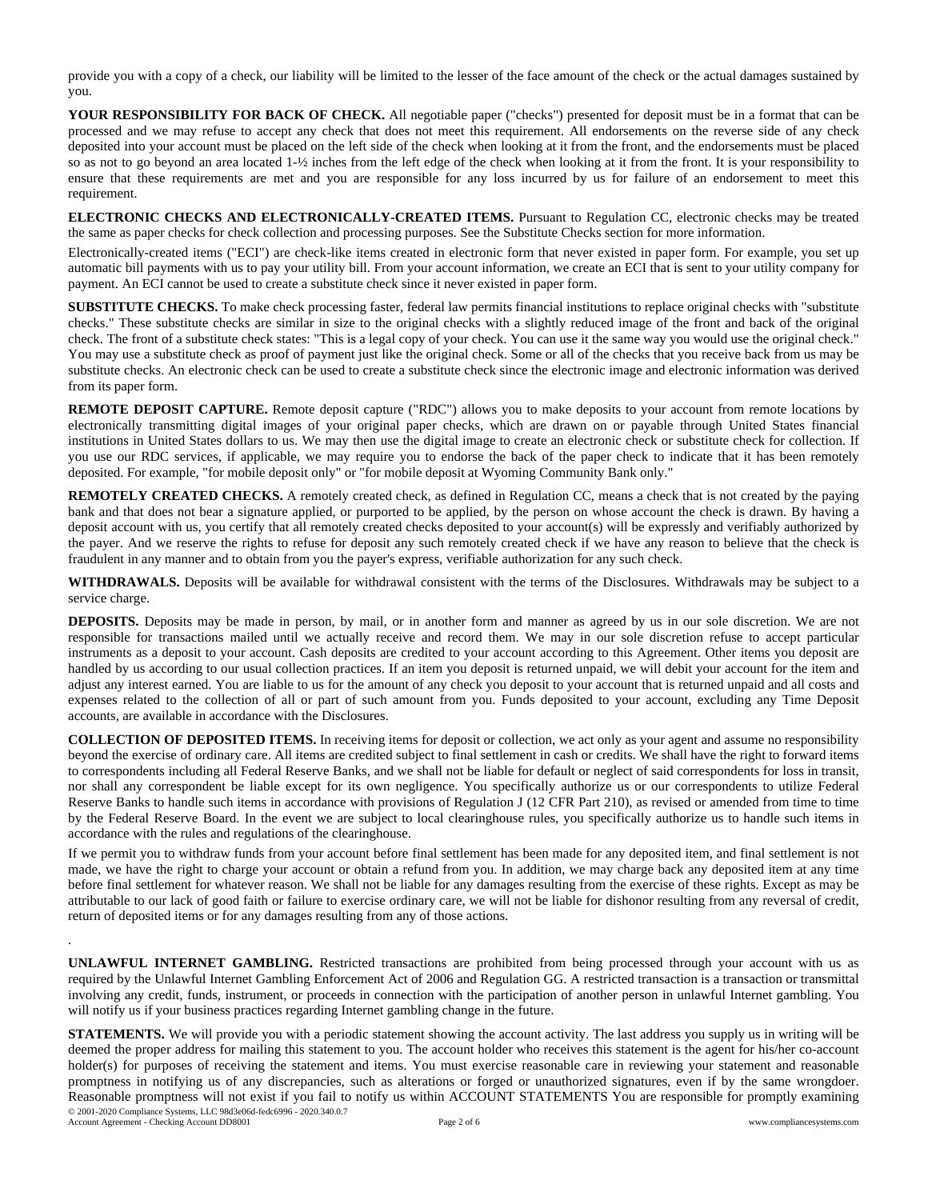provide you with a copy of a check, our liability will be limited to the lesser of the face amount of the check or the actual damages sustained by you.

**YOUR RESPONSIBILITY FOR BACK OF CHECK.** All negotiable paper ("checks") presented for deposit must be in a format that can be processed and we may refuse to accept any check that does not meet this requirement. All endorsements on the reverse side of any check deposited into your account must be placed on the left side of the check when looking at it from the front, and the endorsements must be placed so as not to go beyond an area located 1-½ inches from the left edge of the check when looking at it from the front. It is your responsibility to ensure that these requirements are met and you are responsible for any loss incurred by us for failure of an endorsement to meet this requirement.

**ELECTRONIC CHECKS AND ELECTRONICALLY-CREATED ITEMS.** Pursuant to Regulation CC, electronic checks may be treated the same as paper checks for check collection and processing purposes. See the Substitute Checks section for more information.

Electronically-created items ("ECI") are check-like items created in electronic form that never existed in paper form. For example, you set up automatic bill payments with us to pay your utility bill. From your account information, we create an ECI that is sent to your utility company for payment. An ECI cannot be used to create a substitute check since it never existed in paper form.

**SUBSTITUTE CHECKS.** To make check processing faster, federal law permits financial institutions to replace original checks with "substitute checks." These substitute checks are similar in size to the original checks with a slightly reduced image of the front and back of the original check. The front of a substitute check states: "This is a legal copy of your check. You can use it the same way you would use the original check." You may use a substitute check as proof of payment just like the original check. Some or all of the checks that you receive back from us may be substitute checks. An electronic check can be used to create a substitute check since the electronic image and electronic information was derived from its paper form.

**REMOTE DEPOSIT CAPTURE.** Remote deposit capture ("RDC") allows you to make deposits to your account from remote locations by electronically transmitting digital images of your original paper checks, which are drawn on or payable through United States financial institutions in United States dollars to us. We may then use the digital image to create an electronic check or substitute check for collection. If you use our RDC services, if applicable, we may require you to endorse the back of the paper check to indicate that it has been remotely deposited. For example, "for mobile deposit only" or "for mobile deposit at Wyoming Community Bank only."

**REMOTELY CREATED CHECKS.** A remotely created check, as defined in Regulation CC, means a check that is not created by the paying bank and that does not bear a signature applied, or purported to be applied, by the person on whose account the check is drawn. By having a deposit account with us, you certify that all remotely created checks deposited to your account(s) will be expressly and verifiably authorized by the payer. And we reserve the rights to refuse for deposit any such remotely created check if we have any reason to believe that the check is fraudulent in any manner and to obtain from you the payer's express, verifiable authorization for any such check.

**WITHDRAWALS.** Deposits will be available for withdrawal consistent with the terms of the Disclosures. Withdrawals may be subject to a service charge.

**DEPOSITS.** Deposits may be made in person, by mail, or in another form and manner as agreed by us in our sole discretion. We are not responsible for transactions mailed until we actually receive and record them. We may in our sole discretion refuse to accept particular instruments as a deposit to your account. Cash deposits are credited to your account according to this Agreement. Other items you deposit are handled by us according to our usual collection practices. If an item you deposit is returned unpaid, we will debit your account for the item and adjust any interest earned. You are liable to us for the amount of any check you deposit to your account that is returned unpaid and all costs and expenses related to the collection of all or part of such amount from you. Funds deposited to your account, excluding any Time Deposit accounts, are available in accordance with the Disclosures.

**COLLECTION OF DEPOSITED ITEMS.** In receiving items for deposit or collection, we act only as your agent and assume no responsibility beyond the exercise of ordinary care. All items are credited subject to final settlement in cash or credits. We shall have the right to forward items to correspondents including all Federal Reserve Banks, and we shall not be liable for default or neglect of said correspondents for loss in transit, nor shall any correspondent be liable except for its own negligence. You specifically authorize us or our correspondents to utilize Federal Reserve Banks to handle such items in accordance with provisions of Regulation J (12 CFR Part 210), as revised or amended from time to time by the Federal Reserve Board. In the event we are subject to local clearinghouse rules, you specifically authorize us to handle such items in accordance with the rules and regulations of the clearinghouse.

If we permit you to withdraw funds from your account before final settlement has been made for any deposited item, and final settlement is not made, we have the right to charge your account or obtain a refund from you. In addition, we may charge back any deposited item at any time before final settlement for whatever reason. We shall not be liable for any damages resulting from the exercise of these rights. Except as may be attributable to our lack of good faith or failure to exercise ordinary care, we will not be liable for dishonor resulting from any reversal of credit, return of deposited items or for any damages resulting from any of those actions.

.

**UNLAWFUL INTERNET GAMBLING.** Restricted transactions are prohibited from being processed through your account with us as required by the Unlawful Internet Gambling Enforcement Act of 2006 and Regulation GG. A restricted transaction is a transaction or transmittal involving any credit, funds, instrument, or proceeds in connection with the participation of another person in unlawful Internet gambling. You will notify us if your business practices regarding Internet gambling change in the future.

**STATEMENTS.** We will provide you with a periodic statement showing the account activity. The last address you supply us in writing will be deemed the proper address for mailing this statement to you. The account holder who receives this statement is the agent for his/her co-account holder(s) for purposes of receiving the statement and items. You must exercise reasonable care in reviewing your statement and reasonable promptness in notifying us of any discrepancies, such as alterations or forged or unauthorized signatures, even if by the same wrongdoer. Reasonable promptness will not exist if you fail to notify us within ACCOUNT STATEMENTS You are responsible for promptly examining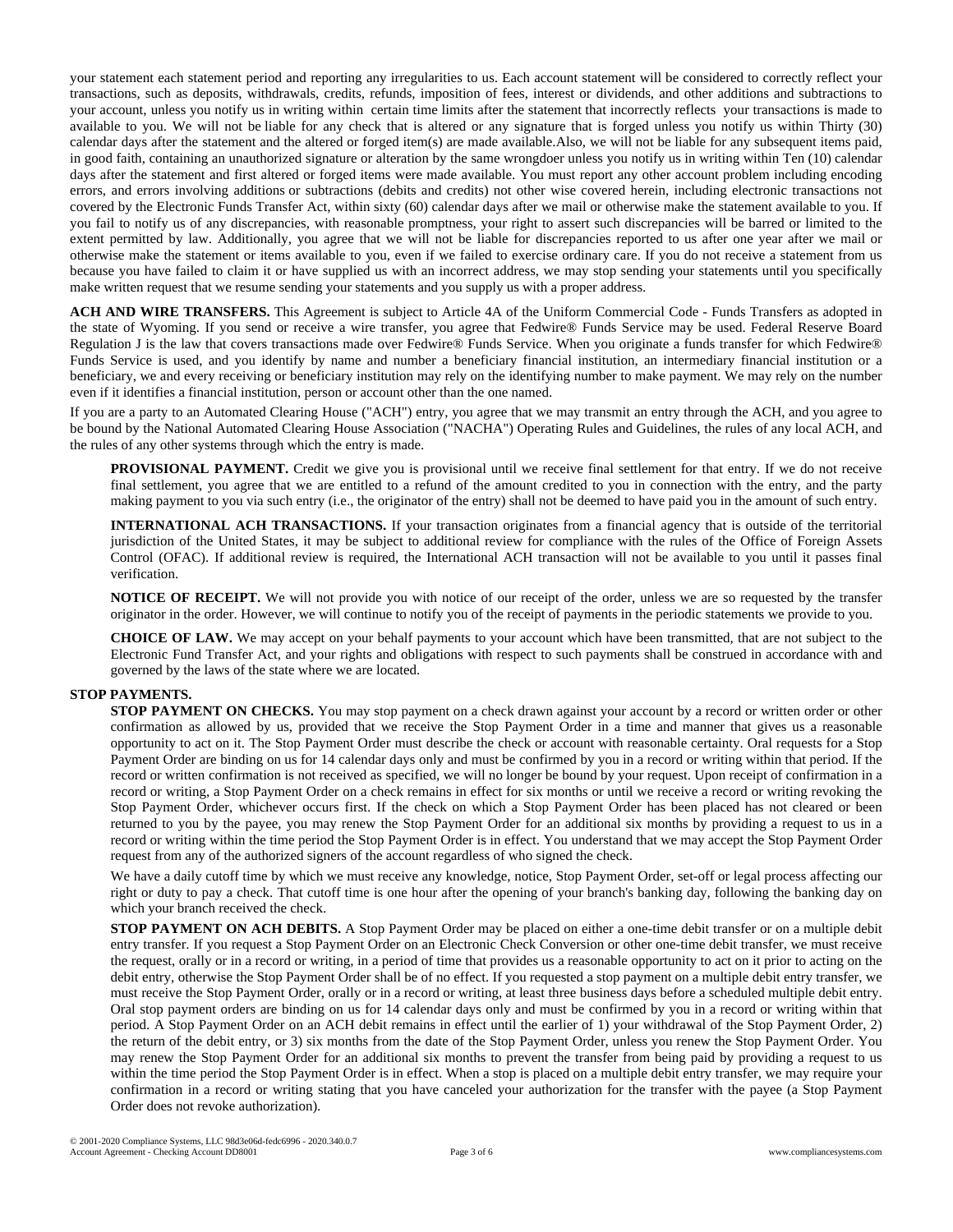your statement each statement period and reporting any irregularities to us. Each account statement will be considered to correctly reflect your transactions, such as deposits, withdrawals, credits, refunds, imposition of fees, interest or dividends, and other additions and subtractions to your account, unless you notify us in writing within certain time limits after the statement that incorrectly reflects your transactions is made to available to you. We will not be liable for any check that is altered or any signature that is forged unless you notify us within Thirty (30) calendar days after the statement and the altered or forged item(s) are made available.Also, we will not be liable for any subsequent items paid, in good faith, containing an unauthorized signature or alteration by the same wrongdoer unless you notify us in writing within Ten (10) calendar days after the statement and first altered or forged items were made available. You must report any other account problem including encoding errors, and errors involving additions or subtractions (debits and credits) not other wise covered herein, including electronic transactions not covered by the Electronic Funds Transfer Act, within sixty (60) calendar days after we mail or otherwise make the statement available to you. If you fail to notify us of any discrepancies, with reasonable promptness, your right to assert such discrepancies will be barred or limited to the extent permitted by law. Additionally, you agree that we will not be liable for discrepancies reported to us after one year after we mail or otherwise make the statement or items available to you, even if we failed to exercise ordinary care. If you do not receive a statement from us because you have failed to claim it or have supplied us with an incorrect address, we may stop sending your statements until you specifically make written request that we resume sending your statements and you supply us with a proper address.

**ACH AND WIRE TRANSFERS.** This Agreement is subject to Article 4A of the Uniform Commercial Code - Funds Transfers as adopted in the state of Wyoming. If you send or receive a wire transfer, you agree that Fedwire® Funds Service may be used. Federal Reserve Board Regulation J is the law that covers transactions made over Fedwire® Funds Service. When you originate a funds transfer for which Fedwire® Funds Service is used, and you identify by name and number a beneficiary financial institution, an intermediary financial institution or a beneficiary, we and every receiving or beneficiary institution may rely on the identifying number to make payment. We may rely on the number even if it identifies a financial institution, person or account other than the one named.

If you are a party to an Automated Clearing House ("ACH") entry, you agree that we may transmit an entry through the ACH, and you agree to be bound by the National Automated Clearing House Association ("NACHA") Operating Rules and Guidelines, the rules of any local ACH, and the rules of any other systems through which the entry is made.

**PROVISIONAL PAYMENT.** Credit we give you is provisional until we receive final settlement for that entry. If we do not receive final settlement, you agree that we are entitled to a refund of the amount credited to you in connection with the entry, and the party making payment to you via such entry (i.e., the originator of the entry) shall not be deemed to have paid you in the amount of such entry.

**INTERNATIONAL ACH TRANSACTIONS.** If your transaction originates from a financial agency that is outside of the territorial jurisdiction of the United States, it may be subject to additional review for compliance with the rules of the Office of Foreign Assets Control (OFAC). If additional review is required, the International ACH transaction will not be available to you until it passes final verification.

**NOTICE OF RECEIPT.** We will not provide you with notice of our receipt of the order, unless we are so requested by the transfer originator in the order. However, we will continue to notify you of the receipt of payments in the periodic statements we provide to you.

**CHOICE OF LAW.** We may accept on your behalf payments to your account which have been transmitted, that are not subject to the Electronic Fund Transfer Act, and your rights and obligations with respect to such payments shall be construed in accordance with and governed by the laws of the state where we are located.

**STOP PAYMENTS.**

**STOP PAYMENT ON CHECKS.** You may stop payment on a check drawn against your account by a record or written order or other confirmation as allowed by us, provided that we receive the Stop Payment Order in a time and manner that gives us a reasonable opportunity to act on it. The Stop Payment Order must describe the check or account with reasonable certainty. Oral requests for a Stop Payment Order are binding on us for 14 calendar days only and must be confirmed by you in a record or writing within that period. If the record or written confirmation is not received as specified, we will no longer be bound by your request. Upon receipt of confirmation in a record or writing, a Stop Payment Order on a check remains in effect for six months or until we receive a record or writing revoking the Stop Payment Order, whichever occurs first. If the check on which a Stop Payment Order has been placed has not cleared or been returned to you by the payee, you may renew the Stop Payment Order for an additional six months by providing a request to us in a record or writing within the time period the Stop Payment Order is in effect. You understand that we may accept the Stop Payment Order request from any of the authorized signers of the account regardless of who signed the check.

We have a daily cutoff time by which we must receive any knowledge, notice, Stop Payment Order, set-off or legal process affecting our right or duty to pay a check. That cutoff time is one hour after the opening of your branch's banking day, following the banking day on which your branch received the check.

**STOP PAYMENT ON ACH DEBITS.** A Stop Payment Order may be placed on either a one-time debit transfer or on a multiple debit entry transfer. If you request a Stop Payment Order on an Electronic Check Conversion or other one-time debit transfer, we must receive the request, orally or in a record or writing, in a period of time that provides us a reasonable opportunity to act on it prior to acting on the debit entry, otherwise the Stop Payment Order shall be of no effect. If you requested a stop payment on a multiple debit entry transfer, we must receive the Stop Payment Order, orally or in a record or writing, at least three business days before a scheduled multiple debit entry. Oral stop payment orders are binding on us for 14 calendar days only and must be confirmed by you in a record or writing within that period. A Stop Payment Order on an ACH debit remains in effect until the earlier of 1) your withdrawal of the Stop Payment Order, 2) the return of the debit entry, or 3) six months from the date of the Stop Payment Order, unless you renew the Stop Payment Order. You may renew the Stop Payment Order for an additional six months to prevent the transfer from being paid by providing a request to us within the time period the Stop Payment Order is in effect. When a stop is placed on a multiple debit entry transfer, we may require your confirmation in a record or writing stating that you have canceled your authorization for the transfer with the payee (a Stop Payment Order does not revoke authorization).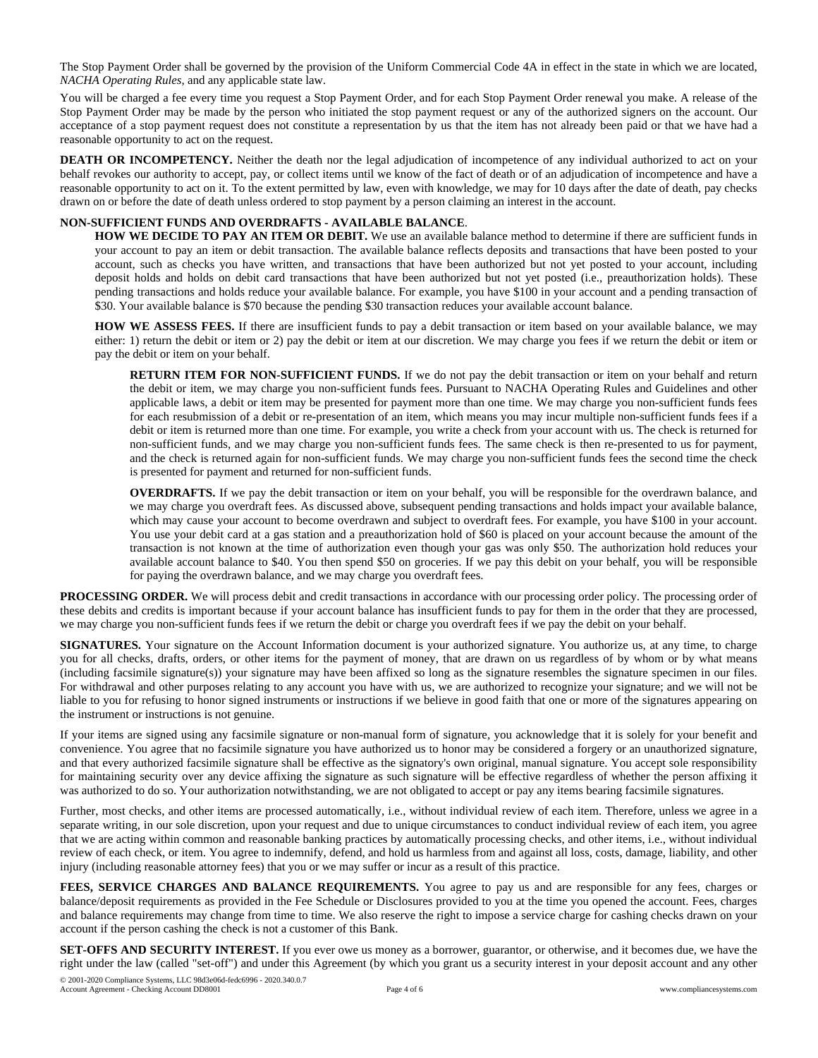The Stop Payment Order shall be governed by the provision of the Uniform Commercial Code 4A in effect in the state in which we are located, *NACHA Operating Rules*, and any applicable state law.

You will be charged a fee every time you request a Stop Payment Order, and for each Stop Payment Order renewal you make. A release of the Stop Payment Order may be made by the person who initiated the stop payment request or any of the authorized signers on the account. Our acceptance of a stop payment request does not constitute a representation by us that the item has not already been paid or that we have had a reasonable opportunity to act on the request.

**DEATH OR INCOMPETENCY.** Neither the death nor the legal adjudication of incompetence of any individual authorized to act on your behalf revokes our authority to accept, pay, or collect items until we know of the fact of death or of an adjudication of incompetence and have a reasonable opportunity to act on it. To the extent permitted by law, even with knowledge, we may for 10 days after the date of death, pay checks drawn on or before the date of death unless ordered to stop payment by a person claiming an interest in the account.

**NON-SUFFICIENT FUNDS AND OVERDRAFTS - AVAILABLE BALANCE**.

**HOW WE DECIDE TO PAY AN ITEM OR DEBIT.** We use an available balance method to determine if there are sufficient funds in your account to pay an item or debit transaction. The available balance reflects deposits and transactions that have been posted to your account, such as checks you have written, and transactions that have been authorized but not yet posted to your account, including deposit holds and holds on debit card transactions that have been authorized but not yet posted (i.e., preauthorization holds). These pending transactions and holds reduce your available balance. For example, you have $100 in your account and a pending transaction of $30. Your available balance is $70 because the pending $30 transaction reduces your available account balance.

**HOW WE ASSESS FEES.** If there are insufficient funds to pay a debit transaction or item based on your available balance, we may either: 1) return the debit or item or 2) pay the debit or item at our discretion. We may charge you fees if we return the debit or item or pay the debit or item on your behalf.

**RETURN ITEM FOR NON-SUFFICIENT FUNDS.** If we do not pay the debit transaction or item on your behalf and return the debit or item, we may charge you non-sufficient funds fees. Pursuant to NACHA Operating Rules and Guidelines and other applicable laws, a debit or item may be presented for payment more than one time. We may charge you non-sufficient funds fees for each resubmission of a debit or re-presentation of an item, which means you may incur multiple non-sufficient funds fees if a debit or item is returned more than one time. For example, you write a check from your account with us. The check is returned for non-sufficient funds, and we may charge you non-sufficient funds fees. The same check is then re-presented to us for payment, and the check is returned again for non-sufficient funds. We may charge you non-sufficient funds fees the second time the check is presented for payment and returned for non-sufficient funds.

**OVERDRAFTS.** If we pay the debit transaction or item on your behalf, you will be responsible for the overdrawn balance, and we may charge you overdraft fees. As discussed above, subsequent pending transactions and holds impact your available balance, which may cause your account to become overdrawn and subject to overdraft fees. For example, you have $100 in your account. You use your debit card at a gas station and a preauthorization hold of $60 is placed on your account because the amount of the transaction is not known at the time of authorization even though your gas was only $50. The authorization hold reduces your available account balance to $40. You then spend $50 on groceries. If we pay this debit on your behalf, you will be responsible for paying the overdrawn balance, and we may charge you overdraft fees.

**PROCESSING ORDER.** We will process debit and credit transactions in accordance with our processing order policy. The processing order of these debits and credits is important because if your account balance has insufficient funds to pay for them in the order that they are processed, we may charge you non-sufficient funds fees if we return the debit or charge you overdraft fees if we pay the debit on your behalf.

**SIGNATURES.** Your signature on the Account Information document is your authorized signature. You authorize us, at any time, to charge you for all checks, drafts, orders, or other items for the payment of money, that are drawn on us regardless of by whom or by what means (including facsimile signature(s)) your signature may have been affixed so long as the signature resembles the signature specimen in our files. For withdrawal and other purposes relating to any account you have with us, we are authorized to recognize your signature; and we will not be liable to you for refusing to honor signed instruments or instructions if we believe in good faith that one or more of the signatures appearing on the instrument or instructions is not genuine.

If your items are signed using any facsimile signature or non-manual form of signature, you acknowledge that it is solely for your benefit and convenience. You agree that no facsimile signature you have authorized us to honor may be considered a forgery or an unauthorized signature, and that every authorized facsimile signature shall be effective as the signatory's own original, manual signature. You accept sole responsibility for maintaining security over any device affixing the signature as such signature will be effective regardless of whether the person affixing it was authorized to do so. Your authorization notwithstanding, we are not obligated to accept or pay any items bearing facsimile signatures.

Further, most checks, and other items are processed automatically, i.e., without individual review of each item. Therefore, unless we agree in a separate writing, in our sole discretion, upon your request and due to unique circumstances to conduct individual review of each item, you agree that we are acting within common and reasonable banking practices by automatically processing checks, and other items, i.e., without individual review of each check, or item. You agree to indemnify, defend, and hold us harmless from and against all loss, costs, damage, liability, and other injury (including reasonable attorney fees) that you or we may suffer or incur as a result of this practice.

**FEES, SERVICE CHARGES AND BALANCE REQUIREMENTS.** You agree to pay us and are responsible for any fees, charges or balance/deposit requirements as provided in the Fee Schedule or Disclosures provided to you at the time you opened the account. Fees, charges and balance requirements may change from time to time. We also reserve the right to impose a service charge for cashing checks drawn on your account if the person cashing the check is not a customer of this Bank.

**SET-OFFS AND SECURITY INTEREST.** If you ever owe us money as a borrower, guarantor, or otherwise, and it becomes due, we have the right under the law (called "set-off") and under this Agreement (by which you grant us a security interest in your deposit account and any other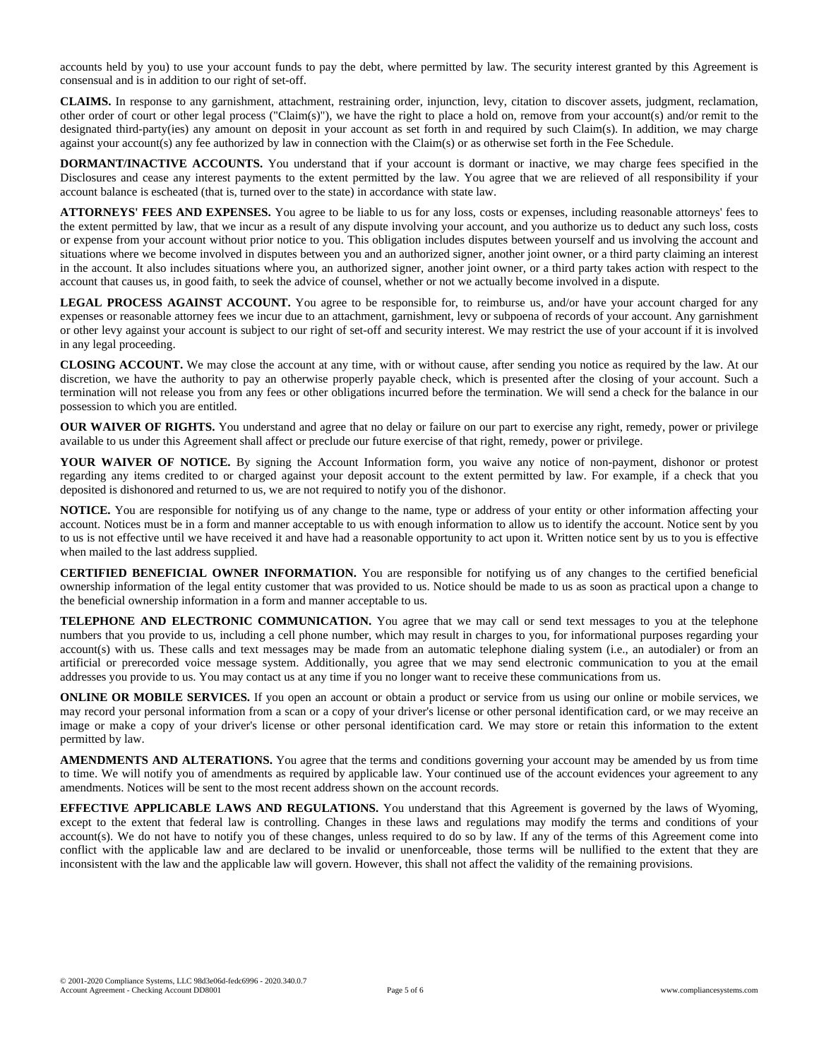accounts held by you) to use your account funds to pay the debt, where permitted by law. The security interest granted by this Agreement is consensual and is in addition to our right of set-off.

**CLAIMS.** In response to any garnishment, attachment, restraining order, injunction, levy, citation to discover assets, judgment, reclamation, other order of court or other legal process ("Claim(s)"), we have the right to place a hold on, remove from your account(s) and/or remit to the designated third-party(ies) any amount on deposit in your account as set forth in and required by such Claim(s). In addition, we may charge against your account(s) any fee authorized by law in connection with the Claim(s) or as otherwise set forth in the Fee Schedule.

**DORMANT/INACTIVE ACCOUNTS.** You understand that if your account is dormant or inactive, we may charge fees specified in the Disclosures and cease any interest payments to the extent permitted by the law. You agree that we are relieved of all responsibility if your account balance is escheated (that is, turned over to the state) in accordance with state law.

**ATTORNEYS' FEES AND EXPENSES.** You agree to be liable to us for any loss, costs or expenses, including reasonable attorneys' fees to the extent permitted by law, that we incur as a result of any dispute involving your account, and you authorize us to deduct any such loss, costs or expense from your account without prior notice to you. This obligation includes disputes between yourself and us involving the account and situations where we become involved in disputes between you and an authorized signer, another joint owner, or a third party claiming an interest in the account. It also includes situations where you, an authorized signer, another joint owner, or a third party takes action with respect to the account that causes us, in good faith, to seek the advice of counsel, whether or not we actually become involved in a dispute.

**LEGAL PROCESS AGAINST ACCOUNT.** You agree to be responsible for, to reimburse us, and/or have your account charged for any expenses or reasonable attorney fees we incur due to an attachment, garnishment, levy or subpoena of records of your account. Any garnishment or other levy against your account is subject to our right of set-off and security interest. We may restrict the use of your account if it is involved in any legal proceeding.

**CLOSING ACCOUNT.** We may close the account at any time, with or without cause, after sending you notice as required by the law. At our discretion, we have the authority to pay an otherwise properly payable check, which is presented after the closing of your account. Such a termination will not release you from any fees or other obligations incurred before the termination. We will send a check for the balance in our possession to which you are entitled.

**OUR WAIVER OF RIGHTS.** You understand and agree that no delay or failure on our part to exercise any right, remedy, power or privilege available to us under this Agreement shall affect or preclude our future exercise of that right, remedy, power or privilege.

**YOUR WAIVER OF NOTICE.** By signing the Account Information form, you waive any notice of non-payment, dishonor or protest regarding any items credited to or charged against your deposit account to the extent permitted by law. For example, if a check that you deposited is dishonored and returned to us, we are not required to notify you of the dishonor.

**NOTICE.** You are responsible for notifying us of any change to the name, type or address of your entity or other information affecting your account. Notices must be in a form and manner acceptable to us with enough information to allow us to identify the account. Notice sent by you to us is not effective until we have received it and have had a reasonable opportunity to act upon it. Written notice sent by us to you is effective when mailed to the last address supplied.

**CERTIFIED BENEFICIAL OWNER INFORMATION.** You are responsible for notifying us of any changes to the certified beneficial ownership information of the legal entity customer that was provided to us. Notice should be made to us as soon as practical upon a change to the beneficial ownership information in a form and manner acceptable to us.

**TELEPHONE AND ELECTRONIC COMMUNICATION.** You agree that we may call or send text messages to you at the telephone numbers that you provide to us, including a cell phone number, which may result in charges to you, for informational purposes regarding your account(s) with us. These calls and text messages may be made from an automatic telephone dialing system (i.e., an autodialer) or from an artificial or prerecorded voice message system. Additionally, you agree that we may send electronic communication to you at the email addresses you provide to us. You may contact us at any time if you no longer want to receive these communications from us.

**ONLINE OR MOBILE SERVICES.** If you open an account or obtain a product or service from us using our online or mobile services, we may record your personal information from a scan or a copy of your driver's license or other personal identification card, or we may receive an image or make a copy of your driver's license or other personal identification card. We may store or retain this information to the extent permitted by law.

**AMENDMENTS AND ALTERATIONS.** You agree that the terms and conditions governing your account may be amended by us from time to time. We will notify you of amendments as required by applicable law. Your continued use of the account evidences your agreement to any amendments. Notices will be sent to the most recent address shown on the account records.

**EFFECTIVE APPLICABLE LAWS AND REGULATIONS.** You understand that this Agreement is governed by the laws of Wyoming, except to the extent that federal law is controlling. Changes in these laws and regulations may modify the terms and conditions of your account(s). We do not have to notify you of these changes, unless required to do so by law. If any of the terms of this Agreement come into conflict with the applicable law and are declared to be invalid or unenforceable, those terms will be nullified to the extent that they are inconsistent with the law and the applicable law will govern. However, this shall not affect the validity of the remaining provisions.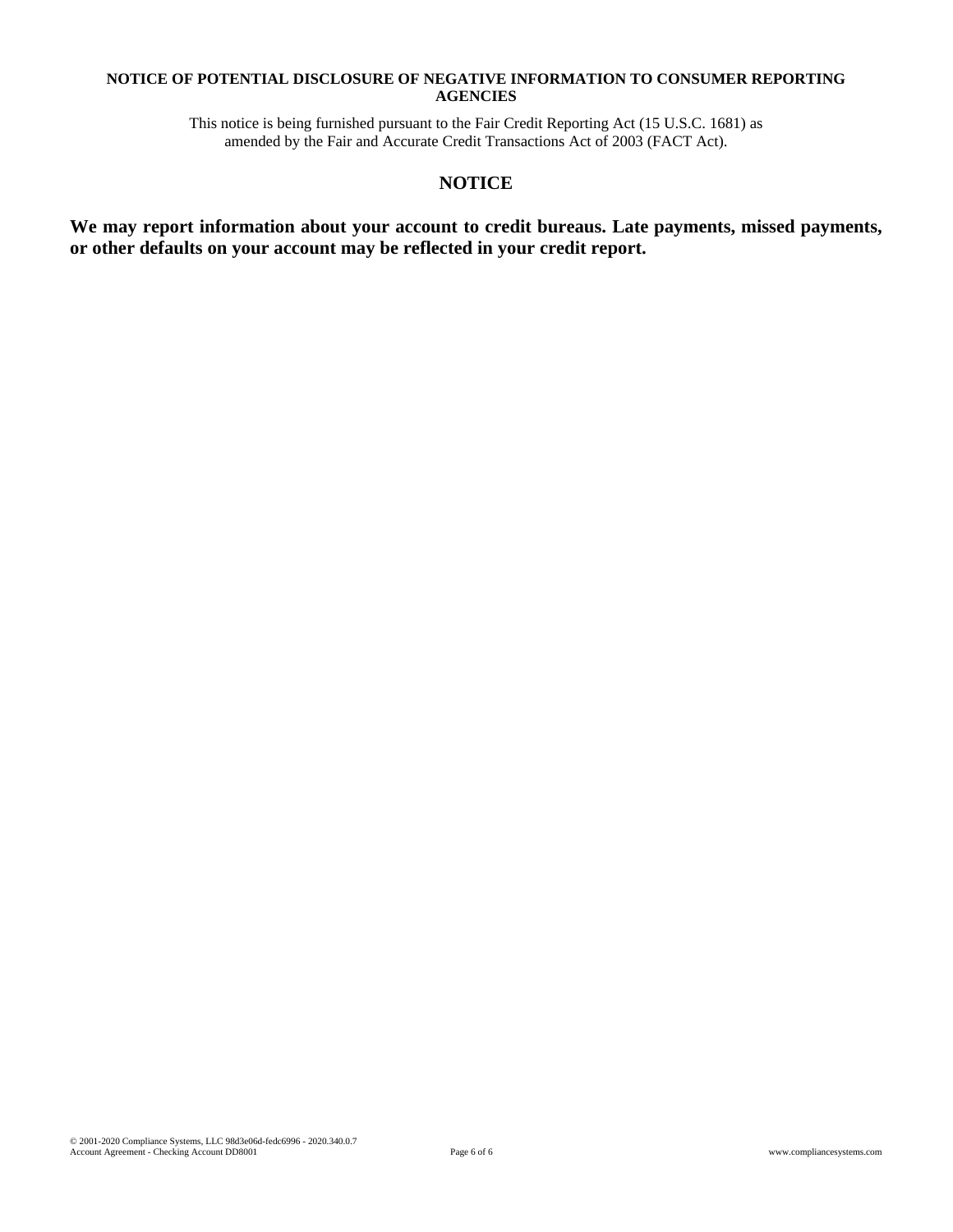**NOTICE OF POTENTIAL DISCLOSURE OF NEGATIVE INFORMATION TO CONSUMER REPORTING AGENCIES**

This notice is being furnished pursuant to the Fair Credit Reporting Act (15 U.S.C. 1681) as amended by the Fair and Accurate Credit Transactions Act of 2003 (FACT Act).

## NOTICE

**We may report information about your account to credit bureaus. Late payments, missed payments, or other defaults on your account may be reflected in your credit report.**